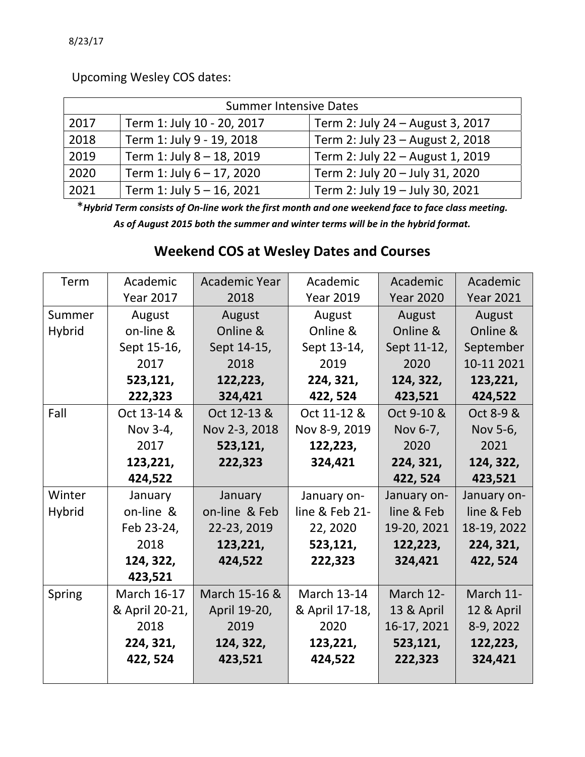8/23/17

Upcoming Wesley COS dates:

| Summer Intensive Dates | | |
|---|---|---|
| 2017 | Term 1: July 10 - 20, 2017 | Term 2: July 24 – August 3, 2017 |
| 2018 | Term 1: July 9 - 19, 2018 | Term 2: July 23 – August 2, 2018 |
| 2019 | Term 1: July 8 – 18, 2019 | Term 2: July 22 – August 1, 2019 |
| 2020 | Term 1: July 6 – 17, 2020 | Term 2: July 20 – July 31, 2020 |
| 2021 | Term 1: July 5 – 16, 2021 | Term 2: July 19 – July 30, 2021 |

**\*Hybrid Term consists of On-line work the first month and one weekend face to face class meeting.**
***As of August 2015 both the summer and winter terms will be in the hybrid format.***

## Weekend COS at Wesley Dates and Courses

| Term | Academic Year 2017 | Academic Year 2018 | Academic Year 2019 | Academic Year 2020 | Academic Year 2021 |
|---|---|---|---|---|---|
| Summer Hybrid | August on-line & Sept 15-16, 2017 **523,121, 222,323** | August Online & Sept 14-15, 2018 **122,223, 324,421** | August Online & Sept 13-14, 2019 **224, 321, 422, 524** | August Online & Sept 11-12, 2020 **124, 322, 423,521** | August Online & September 10-11 2021 **123,221, 424,522** |
| Fall | Oct 13-14 & Nov 3-4, 2017 **123,221, 424,522** | Oct 12-13 & Nov 2-3, 2018 **523,121, 222,323** | Oct 11-12 & Nov 8-9, 2019 **122,223, 324,421** | Oct 9-10 & Nov 6-7, 2020 **224, 321, 422, 524** | Oct 8-9 & Nov 5-6, 2021 **124, 322, 423,521** |
| Winter Hybrid | January on-line & Feb 23-24, 2018 **124, 322, 423,521** | January on-line & Feb 22-23, 2019 **123,221, 424,522** | January on-line & Feb 21-22, 2020 **523,121, 222,323** | January on-line & Feb 19-20, 2021 **122,223, 324,421** | January on-line & Feb 18-19, 2022 **224, 321, 422, 524** |
| Spring | March 16-17 & April 20-21, 2018 **224, 321, 422, 524** | March 15-16 & April 19-20, 2019 **124, 322, 423,521** | March 13-14 & April 17-18, 2020 **123,221, 424,522** | March 12-13 & April 16-17, 2021 **523,121, 222,323** | March 11-12 & April 8-9, 2022 **122,223, 324,421** |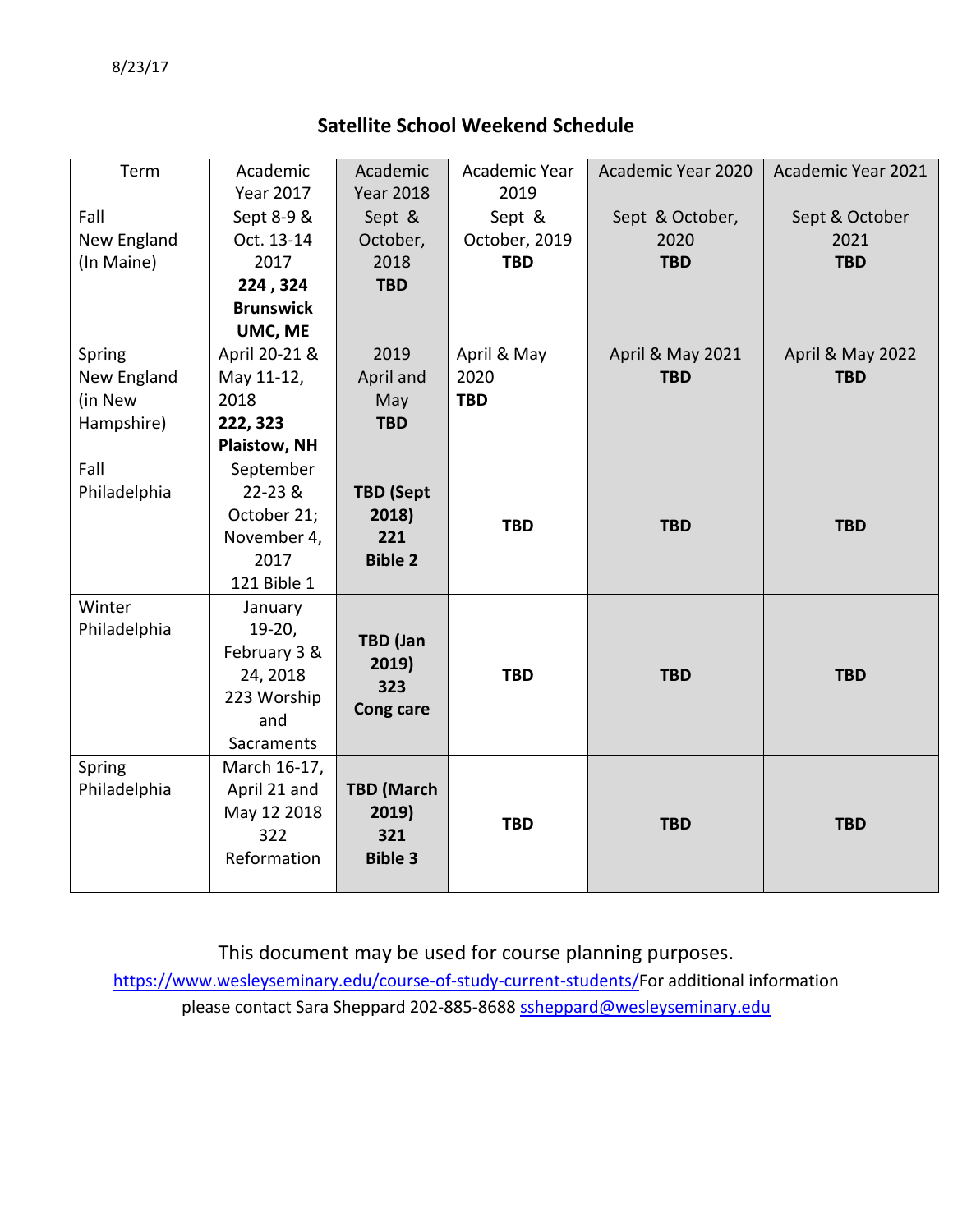8/23/17

## Satellite School Weekend Schedule

| Term | Academic Year 2017 | Academic Year 2018 | Academic Year 2019 | Academic Year 2020 | Academic Year 2021 |
|---|---|---|---|---|---|
| Fall New England (In Maine) | Sept 8-9 & Oct. 13-14 2017 **224 , 324 Brunswick UMC, ME** | Sept & October, 2018 **TBD** | Sept & October, 2019 **TBD** | Sept & October, 2020 **TBD** | Sept & October 2021 **TBD** |
| Spring New England (in New Hampshire) | April 20-21 & May 11-12, 2018 **222, 323 Plaistow, NH** | 2019 April and May **TBD** | April & May 2020 **TBD** | April & May 2021 **TBD** | April & May 2022 **TBD** |
| Fall Philadelphia | September 22-23 & October 21; November 4, 2017 121 Bible 1 | **TBD (Sept 2018) 221 Bible 2** | **TBD** | **TBD** | **TBD** |
| Winter Philadelphia | January 19-20, February 3 & 24, 2018 223 Worship and Sacraments | **TBD (Jan 2019) 323 Cong care** | **TBD** | **TBD** | **TBD** |
| Spring Philadelphia | March 16-17, April 21 and May 12 2018 322 Reformation | **TBD (March 2019) 321 Bible 3** | **TBD** | **TBD** | **TBD** |

This document may be used for course planning purposes.

https://www.wesleyseminary.edu/course-of-study-current-students/For additional information please contact Sara Sheppard 202-885-8688 ssheppard@wesleyseminary.edu